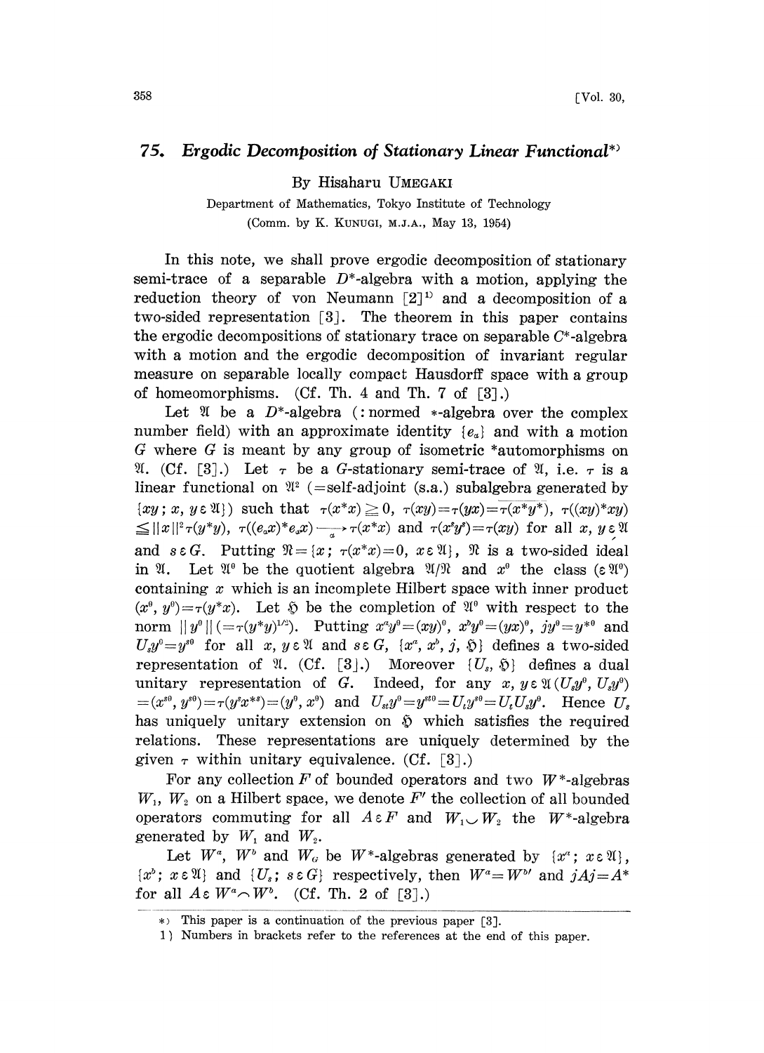# 75. Ergodic Decomposition of Stationary Linear Functional*)

By Hisaharu UMEGAKI

Department of Mathematics, Tokyo Institute of Technology
(Comm. by K. KUNUGI, M.J.A., May 13, 1954)

In this note, we shall prove ergodic decomposition of stationary semi-trace of a separable $D^*$-algebra with a motion, applying the reduction theory of von Neumann [2][1] and a decomposition of a two-sided representation [3]. The theorem in this paper contains the ergodic decompositions of stationary trace on separable $C^*$-algebra with a motion and the ergodic decomposition of invariant regular measure on separable locally compact Hausdorff space with a group of homeomorphisms. (Cf. Th. 4 and Th. 7 of [3].)

Let $\mathfrak{A}$ be a $D^*$-algebra (: normed $*$-algebra over the complex number field) with an approximate identity $\{e_\alpha\}$ and with a motion $G$ where $G$ is meant by any group of isometric *automorphisms on $\mathfrak{A}$. (Cf. [3].) Let $\tau$ be a $G$-stationary semi-trace of $\mathfrak{A}$, i.e. $\tau$ is a linear functional on $\mathfrak{A}^2$ (=self-adjoint (s.a.) subalgebra generated by $\{xy;\, x, y \in \mathfrak{A}\}$) such that $\tau(x^*x) \geqq 0$, $\tau(xy)=\tau(yx)=\overline{\tau(x^*y^*)}$, $\tau((xy)^*xy) \leqq \|x\|^2\tau(y^*y)$, $\tau((e_\alpha x)^*e_\alpha x) \xrightarrow[\alpha]{} \tau(x^*x)$ and $\tau(x^sy^s)=\tau(xy)$ for all $x, y \in \mathfrak{A}$ and $s \in G$. Putting $\mathfrak{N}=\{x;\, \tau(x^*x)=0,\, x \in \mathfrak{A}\}$, $\mathfrak{N}$ is a two-sided ideal in $\mathfrak{A}$. Let $\mathfrak{A}^0$ be the quotient algebra $\mathfrak{A}/\mathfrak{N}$ and $x^0$ the class ($\in \mathfrak{A}^0$) containing $x$ which is an incomplete Hilbert space with inner product $(x^0, y^0)=\tau(y^*x)$. Let $\mathfrak{H}$ be the completion of $\mathfrak{A}^0$ with respect to the norm $\|y^0\|$ $(=\tau(y^*y)^{1/2})$. Putting $x^a y^0=(xy)^0$, $x^b y^0=(yx)^0$, $jy^0=y^{*0}$ and $U_s y^0=y^{s0}$ for all $x, y \in \mathfrak{A}$ and $s \in G$, $\{x^a, x^b, j, \mathfrak{H}\}$ defines a two-sided representation of $\mathfrak{A}$. (Cf. [3].) Moreover $\{U_s, \mathfrak{H}\}$ defines a dual unitary representation of $G$. Indeed, for any $x, y \in \mathfrak{A}$ $(U_s y^0, U_s y^0)$ $=(x^{s0}, y^{s0})=\tau(y^s x^{*s})=(y^0, x^0)$ and $U_{st}y^0=y^{st0}=U_t y^{s0}=U_t U_s y^0$. Hence $U_s$ has uniquely unitary extension on $\mathfrak{H}$ which satisfies the required relations. These representations are uniquely determined by the given $\tau$ within unitary equivalence. (Cf. [3].)

For any collection $F$ of bounded operators and two $W^*$-algebras $W_1$, $W_2$ on a Hilbert space, we denote $F'$ the collection of all bounded operators commuting for all $A \in F$ and $W_1 \smile W_2$ the $W^*$-algebra generated by $W_1$ and $W_2$.

Let $W^a$, $W^b$ and $W_G$ be $W^*$-algebras generated by $\{x^a;\, x \in \mathfrak{A}\}$, $\{x^b;\, x \in \mathfrak{A}\}$ and $\{U_s;\, s \in G\}$ respectively, then $W^a=W^{b\prime}$ and $jAj=A^*$ for all $A \in W^a \frown W^b$. (Cf. Th. 2 of [3].)

---

*) This paper is a continuation of the previous paper [3].

1) Numbers in brackets refer to the references at the end of this paper.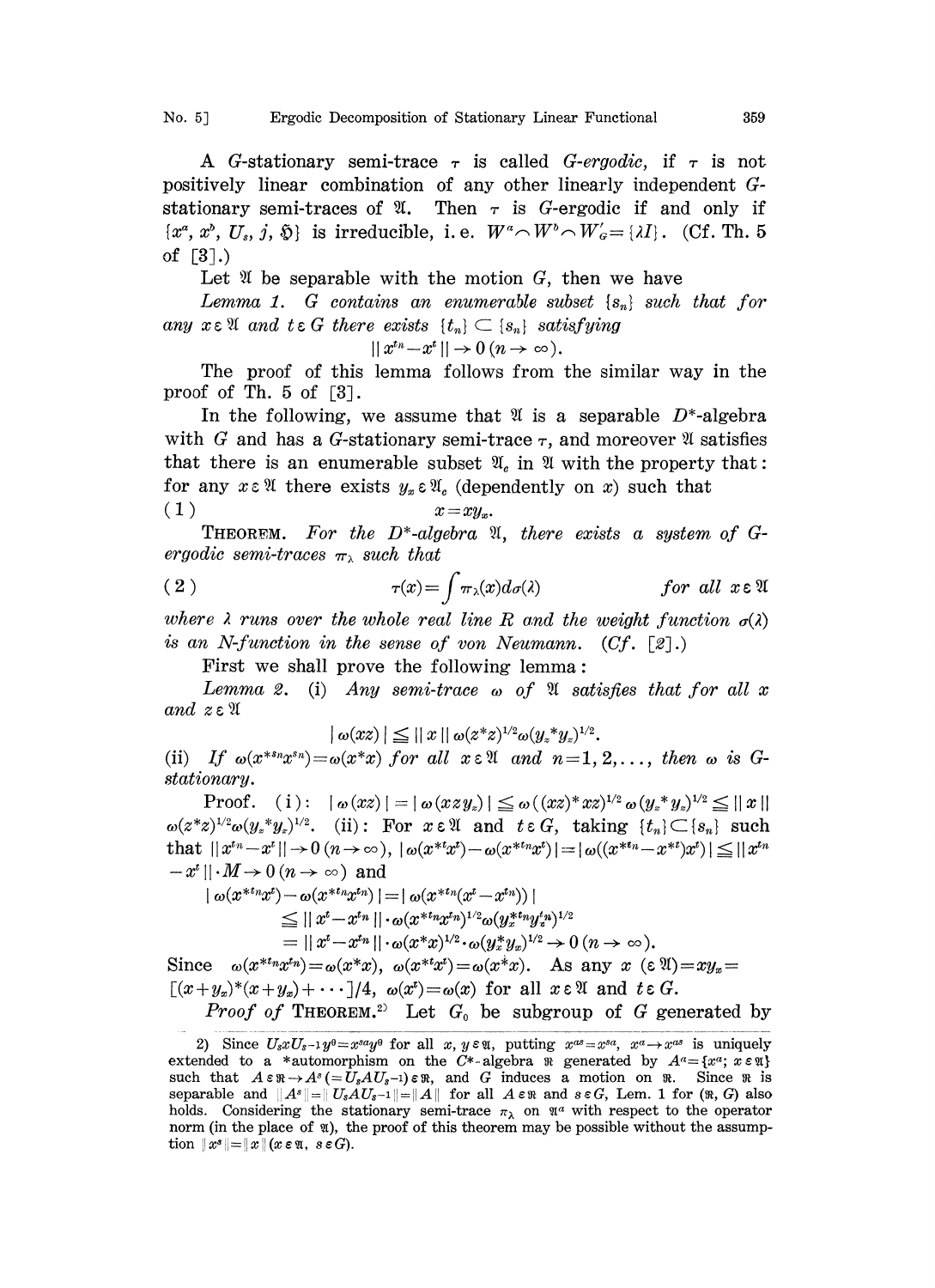A $G$-stationary semi-trace $\tau$ is called *G-ergodic*, if $\tau$ is not positively linear combination of any other linearly independent $G$-stationary semi-traces of $\mathfrak{A}$. Then $\tau$ is $G$-ergodic if and only if $\{x^a, x^b, U_s, j, \mathfrak{H}\}$ is irreducible, i.e. $W^a \frown W^b \frown W'_G = \{\lambda I\}$. (Cf. Th. 5 of [3].)

Let $\mathfrak{A}$ be separable with the motion $G$, then we have

*Lemma 1. $G$ contains an enumerable subset $\{s_n\}$ such that for any $x \varepsilon \mathfrak{A}$ and $t \varepsilon G$ there exists $\{t_n\} \subset \{s_n\}$ satisfying*

$$\| x^{t_n} - x^t \| \to 0 \ (n \to \infty).$$

The proof of this lemma follows from the similar way in the proof of Th. 5 of [3].

In the following, we assume that $\mathfrak{A}$ is a separable $D^*$-algebra with $G$ and has a $G$-stationary semi-trace $\tau$, and moreover $\mathfrak{A}$ satisfies that there is an enumerable subset $\mathfrak{A}_e$ in $\mathfrak{A}$ with the property that: for any $x \varepsilon \mathfrak{A}$ there exists $y_x \varepsilon \mathfrak{A}_e$ (dependently on $x$) such that

$$x = xy_x. \tag{1}$$

THEOREM. *For the $D^*$-algebra $\mathfrak{A}$, there exists a system of $G$-ergodic semi-traces $\pi_\lambda$ such that*

$$\tau(x) = \int \pi_\lambda(x) d\sigma(\lambda) \qquad \text{for all } x \varepsilon \mathfrak{A} \tag{2}$$

*where $\lambda$ runs over the whole real line $R$ and the weight function $\sigma(\lambda)$ is an N-function in the sense of von Neumann. (Cf. [2].)*

First we shall prove the following lemma:

*Lemma 2. (i) Any semi-trace $\omega$ of $\mathfrak{A}$ satisfies that for all $x$ and $z \varepsilon \mathfrak{A}$*

$$| \omega(xz) | \leqq \| x \| \, \omega(z^*z)^{1/2} \omega(y_z^* y_z)^{1/2}.$$

*(ii) If $\omega(x^{*s_n} x^{s_n}) = \omega(x^*x)$ for all $x \varepsilon \mathfrak{A}$ and $n = 1, 2, \ldots$, then $\omega$ is $G$-stationary.*

Proof. (i): $| \omega(xz) | = | \omega(xzy_z) | \leqq \omega((xz)^* xz)^{1/2} \omega(y_z^* y_z)^{1/2} \leqq \| x \| \omega(z^*z)^{1/2} \omega(y_z^* y_z)^{1/2}$. (ii): For $x \varepsilon \mathfrak{A}$ and $t \varepsilon G$, taking $\{t_n\} \subset \{s_n\}$ such that $\| x^{t_n} - x^t \| \to 0 \ (n \to \infty)$, $| \omega(x^{*t} x^t) - \omega(x^{*t_n} x^t) | = | \omega((x^{*t_n} - x^{*t}) x^t) | \leqq \| x^{t_n} - x^t \| \cdot M \to 0 \ (n \to \infty)$ and

$$\begin{aligned}
| \omega(x^{*t_n} x^t) - \omega(x^{*t_n} x^{t_n}) | &= | \omega(x^{*t_n}(x^t - x^{t_n})) | \\
&\leqq \| x^t - x^{t_n} \| \cdot \omega(x^{*t_n} x^{t_n})^{1/2} \omega(y_x^{*t_n} y_x^{t_n})^{1/2} \\
&= \| x^t - x^{t_n} \| \cdot \omega(x^* x)^{1/2} \cdot \omega(y_x^* y_x)^{1/2} \to 0 \ (n \to \infty).
\end{aligned}$$

Since $\omega(x^{*t_n} x^{t_n}) = \omega(x^*x)$, $\omega(x^{*t} x^t) = \omega(x^*x)$. As any $x \ (\varepsilon \mathfrak{A}) = xy_x = [(x+y_x)^*(x+y_x) + \cdots]/4$, $\omega(x^t) = \omega(x)$ for all $x \varepsilon \mathfrak{A}$ and $t \varepsilon G$.

*Proof of* THEOREM.[2] Let $G_0$ be subgroup of $G$ generated by

---

2) Since $U_s x U_{s^{-1}} y^0 = x^{sa} y^0$ for all $x, y \varepsilon \mathfrak{A}$, putting $x^{as} = x^{sa}$, $x^a \to x^{as}$ is uniquely extended to a *automorphism on the $C^*$-algebra $\mathfrak{R}$ generated by $A^a = \{x^a; x \varepsilon \mathfrak{A}\}$ such that $A \varepsilon \mathfrak{R} \to A^s (= U_s A U_{s^{-1}}) \varepsilon \mathfrak{R}$, and $G$ induces a motion on $\mathfrak{R}$. Since $\mathfrak{R}$ is separable and $\| A^s \| = \| U_s A U_{s^{-1}} \| = \| A \|$ for all $A \varepsilon \mathfrak{R}$ and $s \varepsilon G$, Lem. 1 for $(\mathfrak{R}, G)$ also holds. Considering the stationary semi-trace $\pi_\lambda$ on $\mathfrak{A}^a$ with respect to the operator norm (in the place of $\mathfrak{A}$), the proof of this theorem may be possible without the assumption $\| x^s \| = \| x \| \ (x \varepsilon \mathfrak{A}, \ s \varepsilon G)$.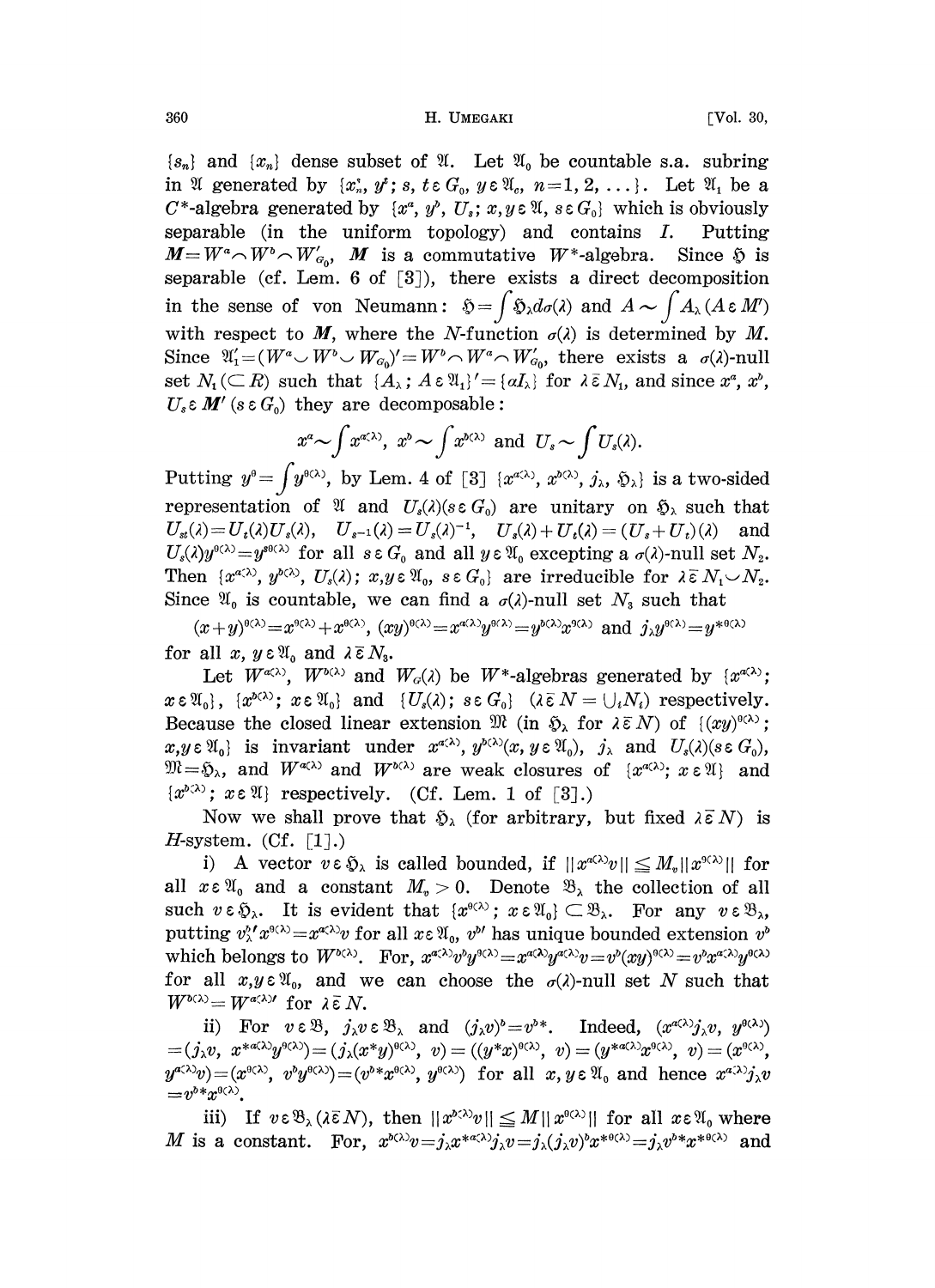$\{s_n\}$ and $\{x_n\}$ dense subset of $\mathfrak{A}$. Let $\mathfrak{A}_0$ be countable s.a. subring in $\mathfrak{A}$ generated by $\{x_n^s, y^t; s, t \varepsilon G_0, y \varepsilon \mathfrak{A}_c, n=1, 2, \dots\}$. Let $\mathfrak{A}_1$ be a $C^*$-algebra generated by $\{x^a, y^b, U_s; x, y \varepsilon \mathfrak{A}, s \varepsilon G_0\}$ which is obviously separable (in the uniform topology) and contains $I$. Putting $\boldsymbol{M} = W^a \frown W^b \frown W'_{G_0}$, $\boldsymbol{M}$ is a commutative $W^*$-algebra. Since $\mathfrak{H}$ is separable (cf. Lem. 6 of [3]), there exists a direct decomposition in the sense of von Neumann: $\mathfrak{H} = \int \mathfrak{H}_\lambda d\sigma(\lambda)$ and $A \sim \int A_\lambda \, (A \varepsilon \boldsymbol{M}')$ with respect to $\boldsymbol{M}$, where the $N$-function $\sigma(\lambda)$ is determined by $\boldsymbol{M}$. Since $\mathfrak{A}_1' = (W^a \smile W^b \smile W_{G_0})' = W^b \frown W^a \frown W'_{G_0}$, there exists a $\sigma(\lambda)$-null set $N_1 (\subset R)$ such that $\{A_\lambda; A \varepsilon \mathfrak{A}_1\}' = \{\alpha I_\lambda\}$ for $\lambda \bar{\varepsilon} N_1$, and since $x^a$, $x^b$, $U_s \varepsilon \boldsymbol{M}' \, (s \varepsilon G_0)$ they are decomposable:

$$x^a \sim \int x^{a(\lambda)}, \ x^b \sim \int x^{b(\lambda)} \text{ and } U_s \sim \int U_s(\lambda).$$

Putting $y^0 = \int y^{0(\lambda)}$, by Lem. 4 of [3] $\{x^{a(\lambda)}, x^{b(\lambda)}, j_\lambda, \mathfrak{H}_\lambda\}$ is a two-sided representation of $\mathfrak{A}$ and $U_s(\lambda) (s \varepsilon G_0)$ are unitary on $\mathfrak{H}_\lambda$ such that $U_{st}(\lambda) = U_t(\lambda) U_s(\lambda)$, $U_{s^{-1}}(\lambda) = U_s(\lambda)^{-1}$, $U_s(\lambda) + U_t(\lambda) = (U_s + U_t)(\lambda)$ and $U_s(\lambda) y^{0(\lambda)} = y^{s0(\lambda)}$ for all $s \varepsilon G_0$ and all $y \varepsilon \mathfrak{A}_0$ excepting a $\sigma(\lambda)$-null set $N_2$. Then $\{x^{a(\lambda)}, y^{b(\lambda)}, U_s(\lambda); x, y \varepsilon \mathfrak{A}_0, s \varepsilon G_0\}$ are irreducible for $\lambda \bar{\varepsilon} N_1 \smile N_2$. Since $\mathfrak{A}_0$ is countable, we can find a $\sigma(\lambda)$-null set $N_3$ such that

$(x+y)^{0(\lambda)} = x^{0(\lambda)} + x^{0(\lambda)}$, $(xy)^{0(\lambda)} = x^{a(\lambda)} y^{0(\lambda)} = y^{b(\lambda)} x^{0(\lambda)}$ and $j_\lambda y^{0(\lambda)} = y^{*0(\lambda)}$ for all $x, y \varepsilon \mathfrak{A}_0$ and $\lambda \bar{\varepsilon} N_3$.

Let $W^{a(\lambda)}$, $W^{b(\lambda)}$ and $W_G(\lambda)$ be $W^*$-algebras generated by $\{x^{a(\lambda)}; x \varepsilon \mathfrak{A}_0\}$, $\{x^{b(\lambda)}; x \varepsilon \mathfrak{A}_0\}$ and $\{U_s(\lambda); s \varepsilon G_0\}$ $(\lambda \bar{\varepsilon} N = \smile_i N_i)$ respectively. Because the closed linear extension $\mathfrak{M}$ (in $\mathfrak{H}_\lambda$ for $\lambda \bar{\varepsilon} N$) of $\{(xy)^{0(\lambda)}; x, y \varepsilon \mathfrak{A}_0\}$ is invariant under $x^{a(\lambda)}$, $y^{b(\lambda)} (x, y \varepsilon \mathfrak{A}_0)$, $j_\lambda$ and $U_s(\lambda) (s \varepsilon G_0)$, $\mathfrak{M} = \mathfrak{H}_\lambda$, and $W^{a(\lambda)}$ and $W^{b(\lambda)}$ are weak closures of $\{x^{a(\lambda)}; x \varepsilon \mathfrak{A}\}$ and $\{x^{b(\lambda)}; x \varepsilon \mathfrak{A}\}$ respectively. (Cf. Lem. 1 of [3].)

Now we shall prove that $\mathfrak{H}_\lambda$ (for arbitrary, but fixed $\lambda \bar{\varepsilon} N$) is $H$-system. (Cf. [1].)

i) A vector $v \varepsilon \mathfrak{H}_\lambda$ is called bounded, if $\|x^{a(\lambda)} v\| \leqq M_v \|x^{0(\lambda)}\|$ for all $x \varepsilon \mathfrak{A}_0$ and a constant $M_v > 0$. Denote $\mathfrak{B}_\lambda$ the collection of all such $v \varepsilon \mathfrak{H}_\lambda$. It is evident that $\{x^{0(\lambda)}; x \varepsilon \mathfrak{A}_0\} \subset \mathfrak{B}_\lambda$. For any $v \varepsilon \mathfrak{B}_\lambda$, putting $v_\lambda^{b\prime} x^{0(\lambda)} = x^{a(\lambda)} v$ for all $x \varepsilon \mathfrak{A}_0$, $v^{b\prime}$ has unique bounded extension $v^b$ which belongs to $W^{b(\lambda)}$. For, $x^{a(\lambda)} v^b y^{0(\lambda)} = x^{a(\lambda)} y^{a(\lambda)} v = v^b (xy)^{0(\lambda)} = v^b x^{a(\lambda)} y^{0(\lambda)}$ for all $x, y \varepsilon \mathfrak{A}_0$, and we can choose the $\sigma(\lambda)$-null set $N$ such that $W^{b(\lambda)} = W^{a(\lambda)\prime}$ for $\lambda \bar{\varepsilon} N$.

ii) For $v \varepsilon \mathfrak{B}$, $j_\lambda v \varepsilon \mathfrak{B}_\lambda$ and $(j_\lambda v)^b = v^{b*}$. Indeed, $(x^{a(\lambda)} j_\lambda v, \ y^{0(\lambda)}) = (j_\lambda v, \ x^{*a(\lambda)} y^{0(\lambda)}) = (j_\lambda (x^* y)^{0(\lambda)}, \ v) = ((y^* x)^{0(\lambda)}, \ v) = (y^{*a(\lambda)} x^{0(\lambda)}, \ v) = (x^{0(\lambda)}, \ y^{a(\lambda)} v) = (x^{0(\lambda)}, \ v^b y^{0(\lambda)}) = (v^{b*} x^{0(\lambda)}, \ y^{0(\lambda)})$ for all $x, y \varepsilon \mathfrak{A}_0$ and hence $x^{a(\lambda)} j_\lambda v = v^{b*} x^{0(\lambda)}$.

iii) If $v \varepsilon \mathfrak{B}_\lambda (\lambda \bar{\varepsilon} N)$, then $\|x^{b(\lambda)} v\| \leqq M \|x^{0(\lambda)}\|$ for all $x \varepsilon \mathfrak{A}_0$ where $M$ is a constant. For, $x^{b(\lambda)} v = j_\lambda x^{*a(\lambda)} j_\lambda v = j_\lambda (j_\lambda v)^b x^{*0(\lambda)} = j_\lambda v^{b*} x^{*0(\lambda)}$ and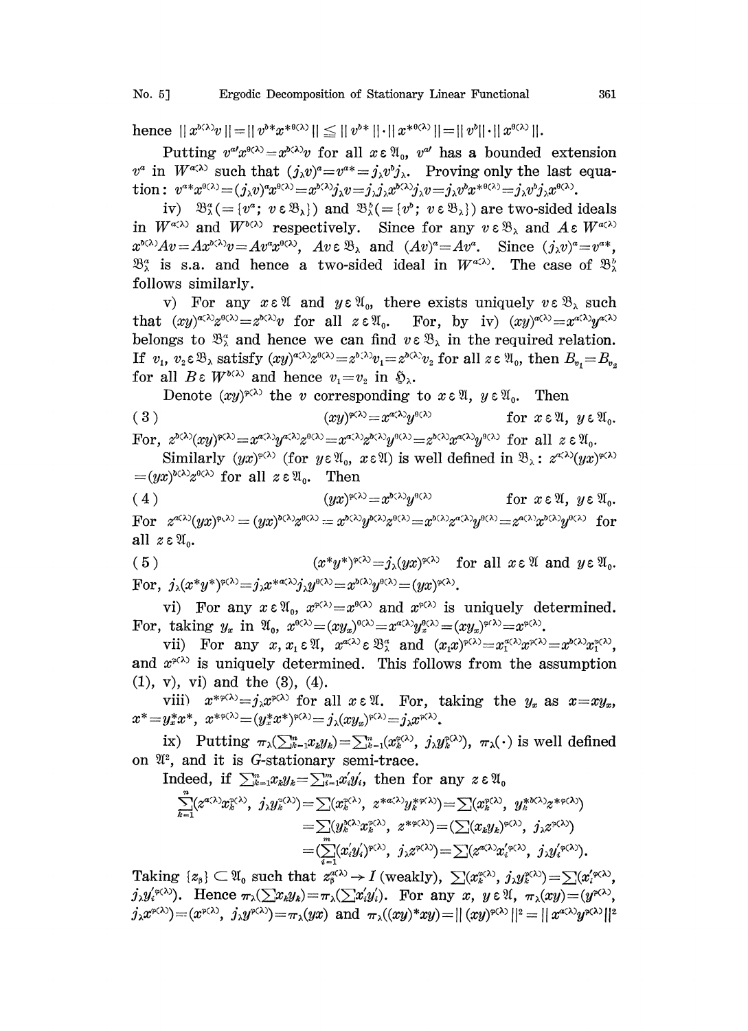hence $\| x^{b(\lambda)} v \| = \| v^{b*} x^{*\theta(\lambda)} \| \leqq \| v^{b*} \| \cdot \| x^{*\theta(\lambda)} \| = \| v^b \| \cdot \| x^{\theta(\lambda)} \|$.

Putting $v^{a\prime} x^{\theta(\lambda)} = x^{b(\lambda)} v$ for all $x \varepsilon \mathfrak{A}_0$, $v^{a\prime}$ has a bounded extension $v^a$ in $W^{a(\lambda)}$ such that $(j_\lambda v)^a = v^{a*} = j_\lambda v^b j_\lambda$. Proving only the last equation: $v^{a*} x^{\theta(\lambda)} = (j_\lambda v)^a x^{\theta(\lambda)} = x^{b(\lambda)} j_\lambda v = j_\lambda j_\lambda x^{b(\lambda)} j_\lambda v = j_\lambda v^b x^{*\theta(\lambda)} = j_\lambda v^b j_\lambda x^{\theta(\lambda)}$.

iv) $\mathfrak{B}_\lambda^a (= \{v^a;\ v \varepsilon \mathfrak{B}_\lambda\})$ and $\mathfrak{B}_\lambda^b (= \{v^b;\ v \varepsilon \mathfrak{B}_\lambda\})$ are two-sided ideals in $W^{a(\lambda)}$ and $W^{b(\lambda)}$ respectively. Since for any $v \varepsilon \mathfrak{B}_\lambda$ and $A \varepsilon W^{a(\lambda)}$ $x^{b(\lambda)} A v = A x^{b(\lambda)} v = A v^a x^{\theta(\lambda)}$, $Av \varepsilon \mathfrak{B}_\lambda$ and $(Av)^a = Av^a$. Since $(j_\lambda v)^a = v^{a*}$, $\mathfrak{B}_\lambda^a$ is s.a. and hence a two-sided ideal in $W^{a(\lambda)}$. The case of $\mathfrak{B}_\lambda^b$ follows similarly.

v) For any $x \varepsilon \mathfrak{A}$ and $y \varepsilon \mathfrak{A}_0$, there exists uniquely $v \varepsilon \mathfrak{B}_\lambda$ such that $(xy)^{a(\lambda)} z^{\theta(\lambda)} = z^{b(\lambda)} v$ for all $z \varepsilon \mathfrak{A}_0$. For, by iv) $(xy)^{a(\lambda)} = x^{a(\lambda)} y^{a(\lambda)}$ belongs to $\mathfrak{B}_\lambda^a$ and hence we can find $v \varepsilon \mathfrak{B}_\lambda$ in the required relation. If $v_1, v_2 \varepsilon \mathfrak{B}_\lambda$ satisfy $(xy)^{a(\lambda)} z^{\theta(\lambda)} = z^{b(\lambda)} v_1 = z^{b(\lambda)} v_2$ for all $z \varepsilon \mathfrak{A}_0$, then $B_{v_1} = B_{v_2}$ for all $B \varepsilon W^{b(\lambda)}$ and hence $v_1 = v_2$ in $\mathfrak{H}_\lambda$.

Denote $(xy)^{\varphi(\lambda)}$ the $v$ corresponding to $x \varepsilon \mathfrak{A}$, $y \varepsilon \mathfrak{A}_0$. Then

$$(3) \qquad (xy)^{\varphi(\lambda)} = x^{a(\lambda)} y^{\theta(\lambda)} \qquad \text{for } x \varepsilon \mathfrak{A},\ y \varepsilon \mathfrak{A}_0.$$

For, $z^{b(\lambda)} (xy)^{\varphi(\lambda)} = x^{a(\lambda)} y^{a(\lambda)} z^{\theta(\lambda)} = x^{a(\lambda)} z^{b(\lambda)} y^{\theta(\lambda)} = z^{b(\lambda)} x^{a(\lambda)} y^{\theta(\lambda)}$ for all $z \varepsilon \mathfrak{A}_0$.

Similarly $(yx)^{\varphi(\lambda)}$ (for $y \varepsilon \mathfrak{A}_0$, $x \varepsilon \mathfrak{A}$) is well defined in $\mathfrak{B}_\lambda$: $z^{a(\lambda)} (yx)^{\varphi(\lambda)} = (yx)^{b(\lambda)} z^{\theta(\lambda)}$ for all $z \varepsilon \mathfrak{A}_0$. Then

$$(4) \qquad (yx)^{\varphi(\lambda)} = x^{b(\lambda)} y^{\theta(\lambda)} \qquad \text{for } x \varepsilon \mathfrak{A},\ y \varepsilon \mathfrak{A}_0.$$

For $z^{a(\lambda)} (yx)^{\varphi(\lambda)} = (yx)^{b(\lambda)} z^{\theta(\lambda)} = x^{b(\lambda)} y^{b(\lambda)} z^{\theta(\lambda)} = x^{b(\lambda)} z^{a(\lambda)} y^{\theta(\lambda)} = z^{a(\lambda)} x^{b(\lambda)} y^{\theta(\lambda)}$ for all $z \varepsilon \mathfrak{A}_0$.

$$(5) \qquad (x^* y^*)^{\varphi(\lambda)} = j_\lambda (yx)^{\varphi(\lambda)} \quad \text{for all } x \varepsilon \mathfrak{A} \text{ and } y \varepsilon \mathfrak{A}_0.$$

For, $j_\lambda (x^* y^*)^{\varphi(\lambda)} = j_\lambda x^{*a(\lambda)} j_\lambda y^{\theta(\lambda)} = x^{b(\lambda)} y^{\theta(\lambda)} = (yx)^{\varphi(\lambda)}$.

vi) For any $x \varepsilon \mathfrak{A}_0$, $x^{\varphi(\lambda)} = x^{\theta(\lambda)}$ and $x^{\varphi(\lambda)}$ is uniquely determined. For, taking $y_x$ in $\mathfrak{A}_0$, $x^{\theta(\lambda)} = (xy_x)^{\theta(\lambda)} = x^{a(\lambda)} y_x^{\theta(\lambda)} = (xy_x)^{\varphi(\lambda)} = x^{\varphi(\lambda)}$.

vii) For any $x, x_1 \varepsilon \mathfrak{A}$, $x^{a(\lambda)} \varepsilon \mathfrak{B}_\lambda^a$ and $(x_1 x)^{\varphi(\lambda)} = x_1^{a(\lambda)} x^{\varphi(\lambda)} = x^{b(\lambda)} x_1^{\varphi(\lambda)}$, and $x^{\varphi(\lambda)}$ is uniquely determined. This follows from the assumption (1), v), vi) and the (3), (4).

viii) $x^{*\varphi(\lambda)} = j_\lambda x^{\varphi(\lambda)}$ for all $x \varepsilon \mathfrak{A}$. For, taking the $y_x$ as $x = xy_x$, $x^* = y_x^* x^*$, $x^{*\varphi(\lambda)} = (y_x^* x^*)^{\varphi(\lambda)} = j_\lambda (xy_x)^{\varphi(\lambda)} = j_\lambda x^{\varphi(\lambda)}$.

ix) Putting $\pi_\lambda(\sum_{k=1}^n x_k y_k) = \sum_{k=1}^n (x_k^{\varphi(\lambda)},\ j_\lambda y_k^{\varphi(\lambda)})$, $\pi_\lambda(\cdot)$ is well defined on $\mathfrak{A}^2$, and it is $G$-stationary semi-trace.

Indeed, if $\sum_{k=1}^n x_k y_k = \sum_{i=1}^m x_i' y_i'$, then for any $z \varepsilon \mathfrak{A}_0$

$$\begin{aligned}
\sum_{k=1}^n (z^{a(\lambda)} x_k^{\varphi(\lambda)},\ j_\lambda y_k^{\varphi(\lambda)}) &= \sum (x_k^{\varphi(\lambda)},\ z^{*a(\lambda)} y_k^{*\varphi(\lambda)}) = \sum (x_k^{\varphi(\lambda)},\ y_k^{*b(\lambda)} z^{*\varphi(\lambda)}) \\
&= \sum (y_k^{b(\lambda)} x_k^{\varphi(\lambda)},\ z^{*\varphi(\lambda)}) = (\sum (x_k y_k)^{\varphi(\lambda)},\ j_\lambda z^{\varphi(\lambda)}) \\
&= (\sum_{i=1}^m (x_i' y_i')^{\varphi(\lambda)},\ j_\lambda z^{\varphi(\lambda)}) = \sum (z^{a(\lambda)} x_i'^{\varphi(\lambda)},\ j_\lambda y_i'^{\varphi(\lambda)}).
\end{aligned}$$

Taking $\{z_\beta\} \subset \mathfrak{A}_0$ such that $z_\beta^{a(\lambda)} \to I$ (weakly), $\sum (x_k^{\varphi(\lambda)},\ j_\lambda y_k^{\varphi(\lambda)}) = \sum (x_i'^{\varphi(\lambda)},\ j_\lambda y_i'^{\varphi(\lambda)})$. Hence $\pi_\lambda(\sum x_k y_k) = \pi_\lambda(\sum x_i' y_i')$. For any $x,\ y \varepsilon \mathfrak{A}$, $\pi_\lambda(xy) = (y^{\varphi(\lambda)},\ j_\lambda x^{\varphi(\lambda)}) = (x^{\varphi(\lambda)},\ j_\lambda y^{\varphi(\lambda)}) = \pi_\lambda(yx)$ and $\pi_\lambda((xy)^* xy) = \| (xy)^{\varphi(\lambda)} \|^2 = \| x^{a(\lambda)} y^{\varphi(\lambda)} \|^2$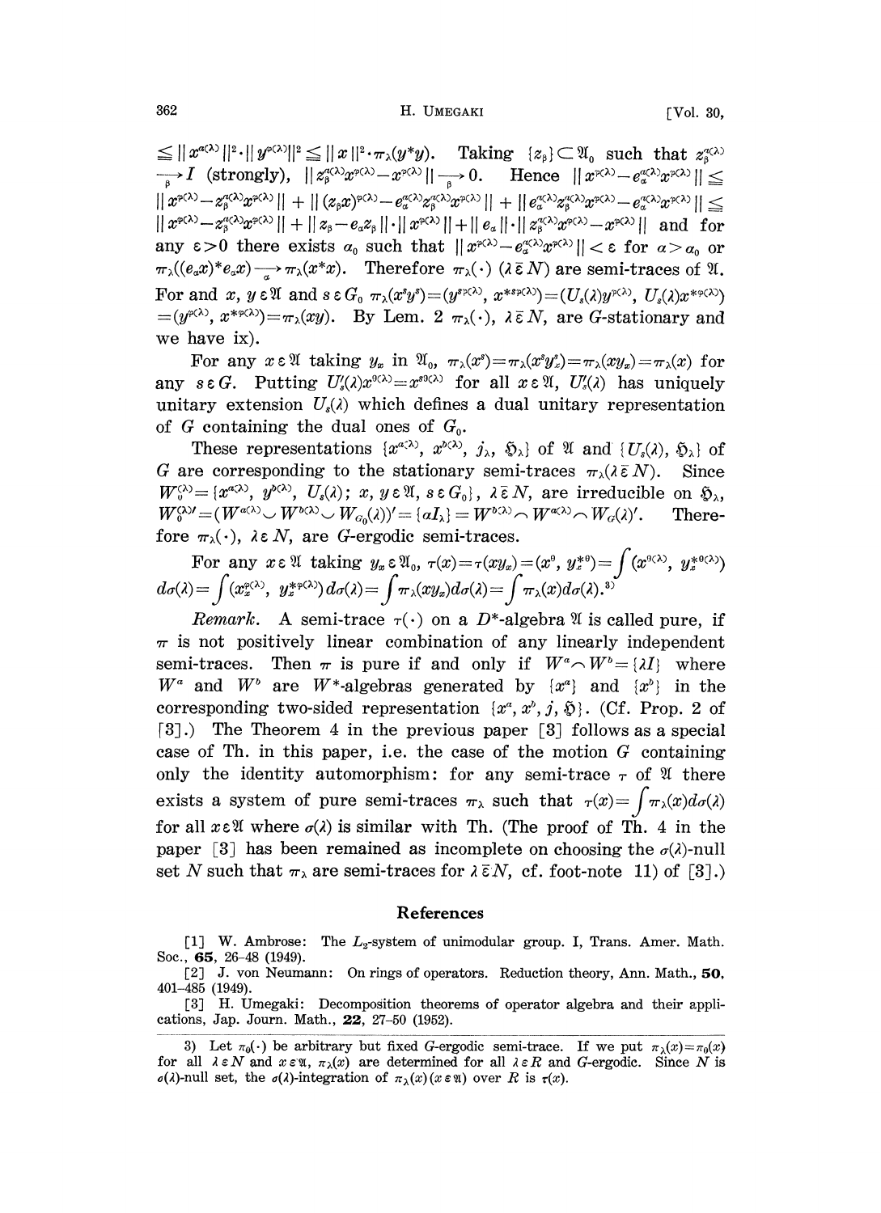$\leqq \| x^{\alpha(\lambda)} \|^2 \cdot \| y^{\varphi(\lambda)} \|^2 \leqq \| x \|^2 \cdot \pi_\lambda(y^* y)$. Taking $\{z_\beta\} \subset \mathfrak{A}_0$ such that $z_\beta^{\alpha(\lambda)} \underset{\beta}{\longrightarrow} I$ (strongly), $\| z_\beta^{\alpha(\lambda)} x^{\varphi(\lambda)} - x^{\varphi(\lambda)} \| \underset{\beta}{\longrightarrow} 0$. Hence $\| x^{\varphi(\lambda)} - e_\alpha^{\alpha(\lambda)} x^{\varphi(\lambda)} \| \leqq \| x^{\varphi(\lambda)} - z_\beta^{\alpha(\lambda)} x^{\varphi(\lambda)} \| + \| (z_\beta x)^{\varphi(\lambda)} - e_\alpha^{\alpha(\lambda)} z_\beta^{\alpha(\lambda)} x^{\varphi(\lambda)} \| + \| e_\alpha^{\alpha(\lambda)} z_\beta^{\alpha(\lambda)} x^{\varphi(\lambda)} - e_\alpha^{\alpha(\lambda)} x^{\varphi(\lambda)} \| \leqq \| x^{\varphi(\lambda)} - z_\beta^{\alpha(\lambda)} x^{\varphi(\lambda)} \| + \| z_\beta - e_\alpha z_\beta \| \cdot \| x^{\varphi(\lambda)} \| + \| e_\alpha \| \cdot \| z_\beta^{\alpha(\lambda)} x^{\varphi(\lambda)} - x^{\varphi(\lambda)} \|$ and for any $\varepsilon > 0$ there exists $\alpha_0$ such that $\| x^{\varphi(\lambda)} - e_\alpha^{\alpha(\lambda)} x^{\varphi(\lambda)} \| < \varepsilon$ for $\alpha > \alpha_0$ or $\pi_\lambda((e_\alpha x)^* e_\alpha x) \underset{\alpha}{\longrightarrow} \pi_\lambda(x^* x)$. Therefore $\pi_\lambda(\cdot)$ ($\lambda \bar{\varepsilon} N$) are semi-traces of $\mathfrak{A}$. For and $x, y \varepsilon \mathfrak{A}$ and $s \varepsilon G_0$ $\pi_\lambda(x^s y^s) = (y^{s\varphi(\lambda)}, x^{*s\varphi(\lambda)}) = (U_s(\lambda) y^{\varphi(\lambda)}, U_s(\lambda) x^{*\varphi(\lambda)}) = (y^{\varphi(\lambda)}, x^{*\varphi(\lambda)}) = \pi_\lambda(xy)$. By Lem. 2 $\pi_\lambda(\cdot)$, $\lambda \bar{\varepsilon} N$, are $G$-stationary and we have ix).

For any $x \varepsilon \mathfrak{A}$ taking $y_x$ in $\mathfrak{A}_0$, $\pi_\lambda(x^s) = \pi_\lambda(x^s y_x^s) = \pi_\lambda(x y_x) = \pi_\lambda(x)$ for any $s \varepsilon G$. Putting $U_s'(\lambda) x^{\varphi(\lambda)} = x^{s\varphi(\lambda)}$ for all $x \varepsilon \mathfrak{A}$, $U_s'(\lambda)$ has uniquely unitary extension $U_s(\lambda)$ which defines a dual unitary representation of $G$ containing the dual ones of $G_0$.

These representations $\{x^{\alpha(\lambda)}, x^{b(\lambda)}, j_\lambda, \mathfrak{H}_\lambda\}$ of $\mathfrak{A}$ and $\{U_s(\lambda), \mathfrak{H}_\lambda\}$ of $G$ are corresponding to the stationary semi-traces $\pi_\lambda(\lambda \bar{\varepsilon} N)$. Since $W_0^{(\lambda)} = \{x^{\alpha(\lambda)}, y^{b(\lambda)}, U_s(\lambda); x, y \varepsilon \mathfrak{A}, s \varepsilon G_0\}$, $\lambda \bar{\varepsilon} N$, are irreducible on $\mathfrak{H}_\lambda$, $W_0^{(\lambda)\prime} = (W^{\alpha(\lambda)} \smile W^{b(\lambda)} \smile W_{G_0}(\lambda))' = \{\alpha I_\lambda\} = W^{b(\lambda)} \frown W^{\alpha(\lambda)} \frown W_G(\lambda)'$. Therefore $\pi_\lambda(\cdot)$, $\lambda \varepsilon N$, are $G$-ergodic semi-traces.

For any $x \varepsilon \mathfrak{A}$ taking $y_x \varepsilon \mathfrak{A}_0$, $\tau(x) = \tau(x y_x) = (x^\theta, y_x^{*\theta}) = \int (x^{\theta(\lambda)}, y_x^{*\theta(\lambda)}) d\sigma(\lambda) = \int (x_x^{\varphi(\lambda)}, y_x^{*\varphi(\lambda)}) d\sigma(\lambda) = \int \pi_\lambda(x y_x) d\sigma(\lambda) = \int \pi_\lambda(x) d\sigma(\lambda)$.[3]

*Remark.* A semi-trace $\tau(\cdot)$ on a $D^*$-algebra $\mathfrak{A}$ is called pure, if $\pi$ is not positively linear combination of any linearly independent semi-traces. Then $\pi$ is pure if and only if $W^a \frown W^b = \{\lambda I\}$ where $W^a$ and $W^b$ are $W^*$-algebras generated by $\{x^a\}$ and $\{x^b\}$ in the corresponding two-sided representation $\{x^a, x^b, j, \mathfrak{H}\}$. (Cf. Prop. 2 of [3].) The Theorem 4 in the previous paper [3] follows as a special case of Th. in this paper, i.e. the case of the motion $G$ containing only the identity automorphism: for any semi-trace $\tau$ of $\mathfrak{A}$ there exists a system of pure semi-traces $\pi_\lambda$ such that $\tau(x) = \int \pi_\lambda(x) d\sigma(\lambda)$ for all $x \varepsilon \mathfrak{A}$ where $\sigma(\lambda)$ is similar with Th. (The proof of Th. 4 in the paper [3] has been remained as incomplete on choosing the $\sigma(\lambda)$-null set $N$ such that $\pi_\lambda$ are semi-traces for $\lambda \bar{\varepsilon} N$, cf. foot-note 11) of [3].)

## References

[1] W. Ambrose: The $L_2$-system of unimodular group. I, Trans. Amer. Math. Soc., **65**, 26–48 (1949).

[2] J. von Neumann: On rings of operators. Reduction theory, Ann. Math., **50**, 401–485 (1949).

[3] H. Umegaki: Decomposition theorems of operator algebra and their applications, Jap. Journ. Math., **22**, 27–50 (1952).

3) Let $\pi_0(\cdot)$ be arbitrary but fixed $G$-ergodic semi-trace. If we put $\pi_\lambda(x) = \pi_0(x)$ for all $\lambda \varepsilon N$ and $x \varepsilon \mathfrak{A}$, $\pi_\lambda(x)$ are determined for all $\lambda \varepsilon R$ and $G$-ergodic. Since $N$ is $\sigma(\lambda)$-null set, the $\sigma(\lambda)$-integration of $\pi_\lambda(x)$ $(x \varepsilon \mathfrak{A})$ over $R$ is $\tau(x)$.